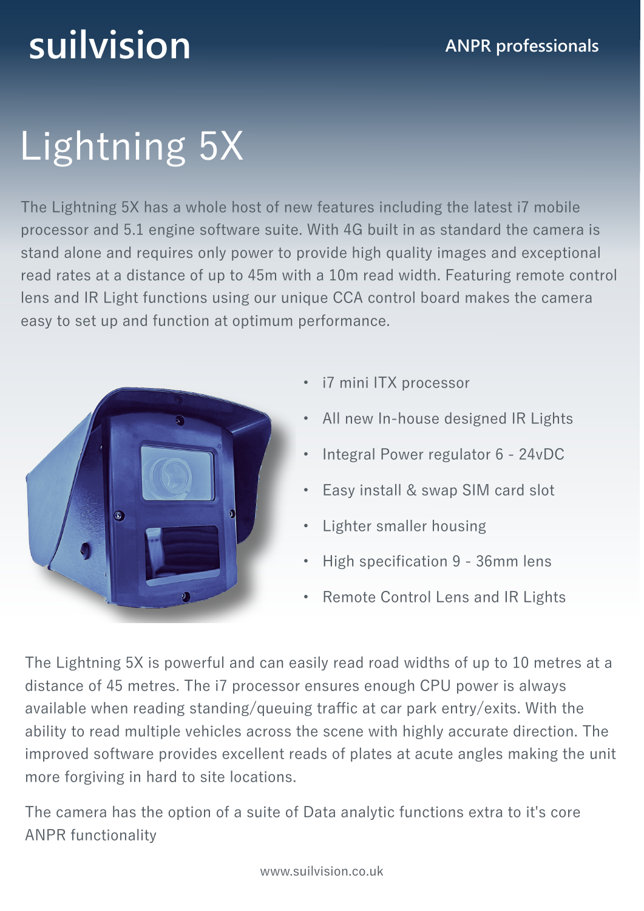suilvision

ANPR professionals

# Lightning 5X

The Lightning 5X has a whole host of new features including the latest i7 mobile processor and 5.1 engine software suite. With 4G built in as standard the camera is stand alone and requires only power to provide high quality images and exceptional read rates at a distance of up to 45m with a 10m read width. Featuring remote control lens and IR Light functions using our unique CCA control board makes the camera easy to set up and function at optimum performance.

- i7 mini ITX processor
- All new In-house designed IR Lights
- Integral Power regulator 6 - 24vDC
- Easy install & swap SIM card slot
- Lighter smaller housing
- High specification 9 - 36mm lens
- Remote Control Lens and IR Lights

The Lightning 5X is powerful and can easily read road widths of up to 10 metres at a distance of 45 metres. The i7 processor ensures enough CPU power is always available when reading standing/queuing traffic at car park entry/exits. With the ability to read multiple vehicles across the scene with highly accurate direction. The improved software provides excellent reads of plates at acute angles making the unit more forgiving in hard to site locations.

The camera has the option of a suite of Data analytic functions extra to it's core ANPR functionality

www.suilvision.co.uk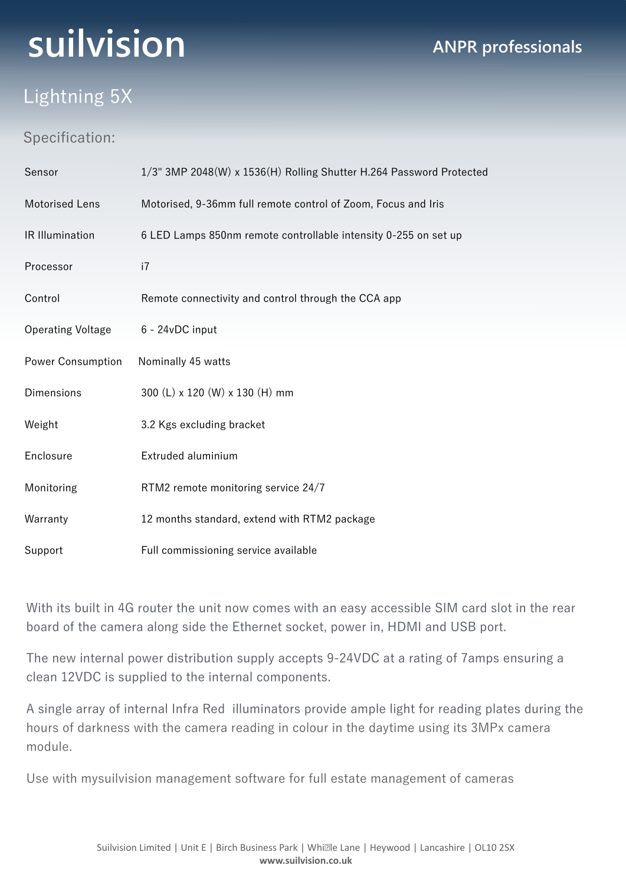suilvision

ANPR professionals

# Lightning 5X

## Specification:

| | |
|---|---|
| Sensor | 1/3" 3MP 2048(W) x 1536(H) Rolling Shutter H.264 Password Protected |
| Motorised Lens | Motorised, 9-36mm full remote control of Zoom, Focus and Iris |
| IR Illumination | 6 LED Lamps 850nm remote controllable intensity 0-255 on set up |
| Processor | i7 |
| Control | Remote connectivity and control through the CCA app |
| Operating Voltage | 6 - 24vDC input |
| Power Consumption | Nominally 45 watts |
| Dimensions | 300 (L) x 120 (W) x 130 (H) mm |
| Weight | 3.2 Kgs excluding bracket |
| Enclosure | Extruded aluminium |
| Monitoring | RTM2 remote monitoring service 24/7 |
| Warranty | 12 months standard, extend with RTM2 package |
| Support | Full commissioning service available |

With its built in 4G router the unit now comes with an easy accessible SIM card slot in the rear board of the camera along side the Ethernet socket, power in, HDMI and USB port.

The new internal power distribution supply accepts 9-24VDC at a rating of 7amps ensuring a clean 12VDC is supplied to the internal components.

A single array of internal Infra Red illuminators provide ample light for reading plates during the hours of darkness with the camera reading in colour in the daytime using its 3MPx camera module.

Use with mysuilvision management software for full estate management of cameras

Suilvision Limited | Unit E | Birch Business Park | Whittle Lane | Heywood | Lancashire | OL10 2SX
**www.suilvision.co.uk**